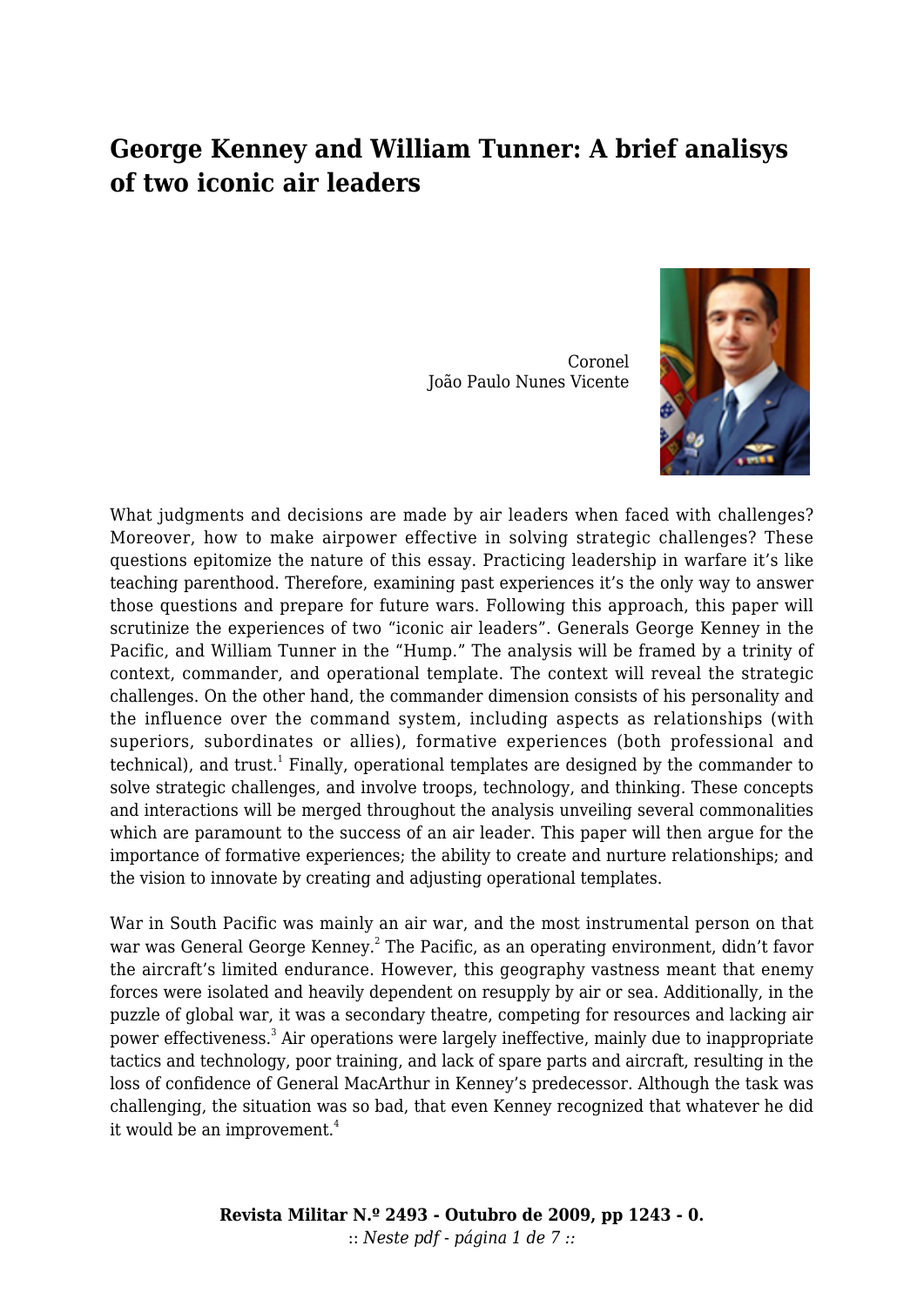# George Kenney and William Tunner: A brief analisys of two iconic air leaders

Coronel
João Paulo Nunes Vicente

What judgments and decisions are made by air leaders when faced with challenges? Moreover, how to make airpower effective in solving strategic challenges? These questions epitomize the nature of this essay. Practicing leadership in warfare it's like teaching parenthood. Therefore, examining past experiences it's the only way to answer those questions and prepare for future wars. Following this approach, this paper will scrutinize the experiences of two "iconic air leaders". Generals George Kenney in the Pacific, and William Tunner in the "Hump." The analysis will be framed by a trinity of context, commander, and operational template. The context will reveal the strategic challenges. On the other hand, the commander dimension consists of his personality and the influence over the command system, including aspects as relationships (with superiors, subordinates or allies), formative experiences (both professional and technical), and trust.[1] Finally, operational templates are designed by the commander to solve strategic challenges, and involve troops, technology, and thinking. These concepts and interactions will be merged throughout the analysis unveiling several commonalities which are paramount to the success of an air leader. This paper will then argue for the importance of formative experiences; the ability to create and nurture relationships; and the vision to innovate by creating and adjusting operational templates.

War in South Pacific was mainly an air war, and the most instrumental person on that war was General George Kenney.[2] The Pacific, as an operating environment, didn't favor the aircraft's limited endurance. However, this geography vastness meant that enemy forces were isolated and heavily dependent on resupply by air or sea. Additionally, in the puzzle of global war, it was a secondary theatre, competing for resources and lacking air power effectiveness.[3] Air operations were largely ineffective, mainly due to inappropriate tactics and technology, poor training, and lack of spare parts and aircraft, resulting in the loss of confidence of General MacArthur in Kenney's predecessor. Although the task was challenging, the situation was so bad, that even Kenney recognized that whatever he did it would be an improvement.[4]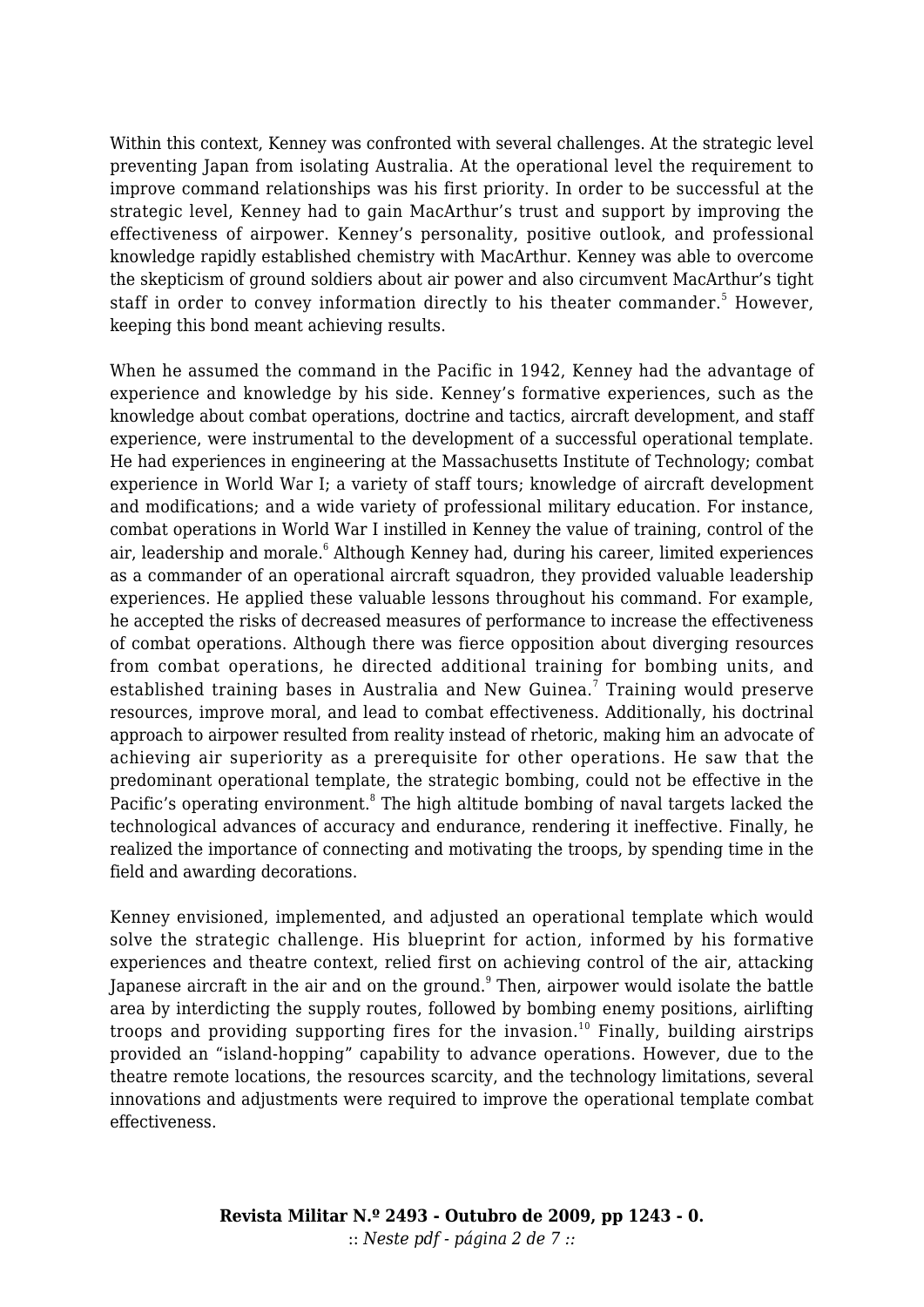Within this context, Kenney was confronted with several challenges. At the strategic level preventing Japan from isolating Australia. At the operational level the requirement to improve command relationships was his first priority. In order to be successful at the strategic level, Kenney had to gain MacArthur's trust and support by improving the effectiveness of airpower. Kenney's personality, positive outlook, and professional knowledge rapidly established chemistry with MacArthur. Kenney was able to overcome the skepticism of ground soldiers about air power and also circumvent MacArthur's tight staff in order to convey information directly to his theater commander.[5] However, keeping this bond meant achieving results.

When he assumed the command in the Pacific in 1942, Kenney had the advantage of experience and knowledge by his side. Kenney's formative experiences, such as the knowledge about combat operations, doctrine and tactics, aircraft development, and staff experience, were instrumental to the development of a successful operational template. He had experiences in engineering at the Massachusetts Institute of Technology; combat experience in World War I; a variety of staff tours; knowledge of aircraft development and modifications; and a wide variety of professional military education. For instance, combat operations in World War I instilled in Kenney the value of training, control of the air, leadership and morale.[6] Although Kenney had, during his career, limited experiences as a commander of an operational aircraft squadron, they provided valuable leadership experiences. He applied these valuable lessons throughout his command. For example, he accepted the risks of decreased measures of performance to increase the effectiveness of combat operations. Although there was fierce opposition about diverging resources from combat operations, he directed additional training for bombing units, and established training bases in Australia and New Guinea.[7] Training would preserve resources, improve moral, and lead to combat effectiveness. Additionally, his doctrinal approach to airpower resulted from reality instead of rhetoric, making him an advocate of achieving air superiority as a prerequisite for other operations. He saw that the predominant operational template, the strategic bombing, could not be effective in the Pacific's operating environment.[8] The high altitude bombing of naval targets lacked the technological advances of accuracy and endurance, rendering it ineffective. Finally, he realized the importance of connecting and motivating the troops, by spending time in the field and awarding decorations.

Kenney envisioned, implemented, and adjusted an operational template which would solve the strategic challenge. His blueprint for action, informed by his formative experiences and theatre context, relied first on achieving control of the air, attacking Japanese aircraft in the air and on the ground.[9] Then, airpower would isolate the battle area by interdicting the supply routes, followed by bombing enemy positions, airlifting troops and providing supporting fires for the invasion.[10] Finally, building airstrips provided an "island-hopping" capability to advance operations. However, due to the theatre remote locations, the resources scarcity, and the technology limitations, several innovations and adjustments were required to improve the operational template combat effectiveness.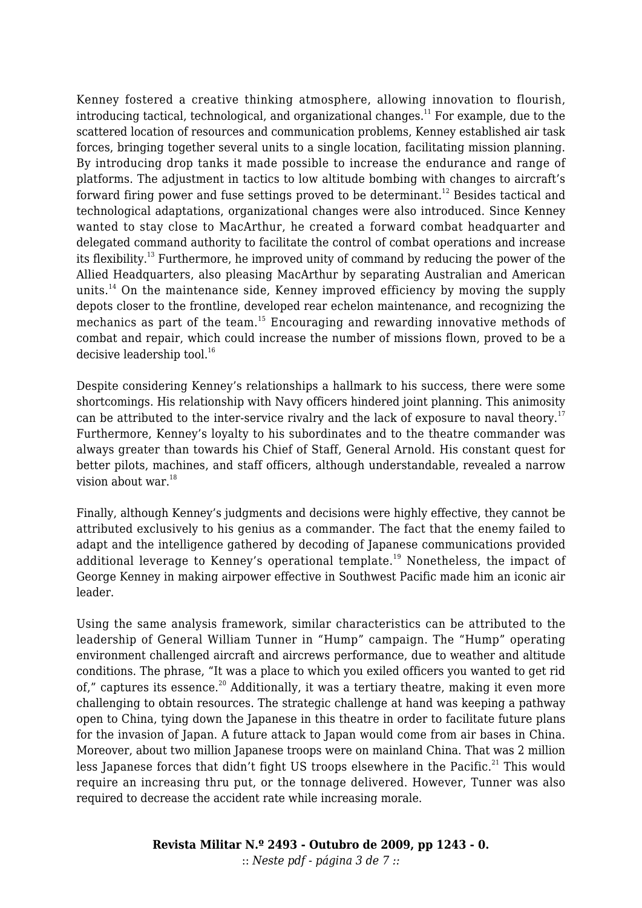Kenney fostered a creative thinking atmosphere, allowing innovation to flourish, introducing tactical, technological, and organizational changes.[11] For example, due to the scattered location of resources and communication problems, Kenney established air task forces, bringing together several units to a single location, facilitating mission planning. By introducing drop tanks it made possible to increase the endurance and range of platforms. The adjustment in tactics to low altitude bombing with changes to aircraft's forward firing power and fuse settings proved to be determinant.[12] Besides tactical and technological adaptations, organizational changes were also introduced. Since Kenney wanted to stay close to MacArthur, he created a forward combat headquarter and delegated command authority to facilitate the control of combat operations and increase its flexibility.[13] Furthermore, he improved unity of command by reducing the power of the Allied Headquarters, also pleasing MacArthur by separating Australian and American units.[14] On the maintenance side, Kenney improved efficiency by moving the supply depots closer to the frontline, developed rear echelon maintenance, and recognizing the mechanics as part of the team.[15] Encouraging and rewarding innovative methods of combat and repair, which could increase the number of missions flown, proved to be a decisive leadership tool.[16]

Despite considering Kenney's relationships a hallmark to his success, there were some shortcomings. His relationship with Navy officers hindered joint planning. This animosity can be attributed to the inter-service rivalry and the lack of exposure to naval theory.[17] Furthermore, Kenney's loyalty to his subordinates and to the theatre commander was always greater than towards his Chief of Staff, General Arnold. His constant quest for better pilots, machines, and staff officers, although understandable, revealed a narrow vision about war.[18]

Finally, although Kenney's judgments and decisions were highly effective, they cannot be attributed exclusively to his genius as a commander. The fact that the enemy failed to adapt and the intelligence gathered by decoding of Japanese communications provided additional leverage to Kenney's operational template.[19] Nonetheless, the impact of George Kenney in making airpower effective in Southwest Pacific made him an iconic air leader.

Using the same analysis framework, similar characteristics can be attributed to the leadership of General William Tunner in "Hump" campaign. The "Hump" operating environment challenged aircraft and aircrews performance, due to weather and altitude conditions. The phrase, "It was a place to which you exiled officers you wanted to get rid of," captures its essence.[20] Additionally, it was a tertiary theatre, making it even more challenging to obtain resources. The strategic challenge at hand was keeping a pathway open to China, tying down the Japanese in this theatre in order to facilitate future plans for the invasion of Japan. A future attack to Japan would come from air bases in China. Moreover, about two million Japanese troops were on mainland China. That was 2 million less Japanese forces that didn't fight US troops elsewhere in the Pacific.[21] This would require an increasing thru put, or the tonnage delivered. However, Tunner was also required to decrease the accident rate while increasing morale.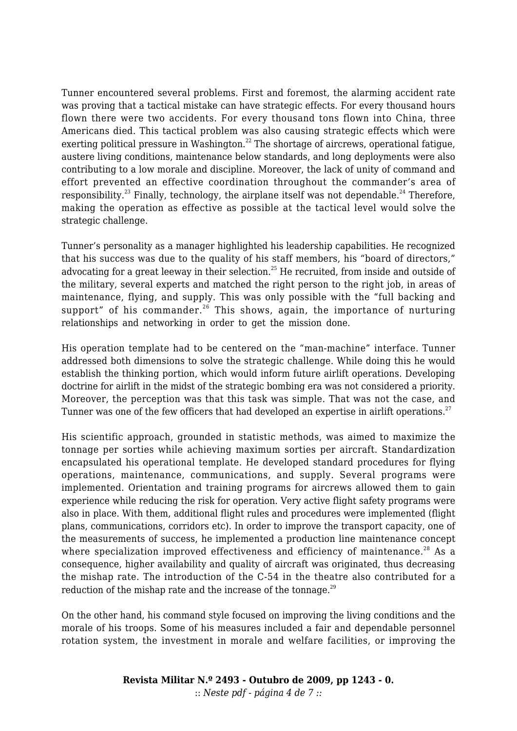Tunner encountered several problems. First and foremost, the alarming accident rate was proving that a tactical mistake can have strategic effects. For every thousand hours flown there were two accidents. For every thousand tons flown into China, three Americans died. This tactical problem was also causing strategic effects which were exerting political pressure in Washington.[22] The shortage of aircrews, operational fatigue, austere living conditions, maintenance below standards, and long deployments were also contributing to a low morale and discipline. Moreover, the lack of unity of command and effort prevented an effective coordination throughout the commander's area of responsibility.[23] Finally, technology, the airplane itself was not dependable.[24] Therefore, making the operation as effective as possible at the tactical level would solve the strategic challenge.

Tunner's personality as a manager highlighted his leadership capabilities. He recognized that his success was due to the quality of his staff members, his "board of directors," advocating for a great leeway in their selection.[25] He recruited, from inside and outside of the military, several experts and matched the right person to the right job, in areas of maintenance, flying, and supply. This was only possible with the "full backing and support" of his commander.[26] This shows, again, the importance of nurturing relationships and networking in order to get the mission done.

His operation template had to be centered on the "man-machine" interface. Tunner addressed both dimensions to solve the strategic challenge. While doing this he would establish the thinking portion, which would inform future airlift operations. Developing doctrine for airlift in the midst of the strategic bombing era was not considered a priority. Moreover, the perception was that this task was simple. That was not the case, and Tunner was one of the few officers that had developed an expertise in airlift operations.[27]

His scientific approach, grounded in statistic methods, was aimed to maximize the tonnage per sorties while achieving maximum sorties per aircraft. Standardization encapsulated his operational template. He developed standard procedures for flying operations, maintenance, communications, and supply. Several programs were implemented. Orientation and training programs for aircrews allowed them to gain experience while reducing the risk for operation. Very active flight safety programs were also in place. With them, additional flight rules and procedures were implemented (flight plans, communications, corridors etc). In order to improve the transport capacity, one of the measurements of success, he implemented a production line maintenance concept where specialization improved effectiveness and efficiency of maintenance.[28] As a consequence, higher availability and quality of aircraft was originated, thus decreasing the mishap rate. The introduction of the C-54 in the theatre also contributed for a reduction of the mishap rate and the increase of the tonnage.[29]

On the other hand, his command style focused on improving the living conditions and the morale of his troops. Some of his measures included a fair and dependable personnel rotation system, the investment in morale and welfare facilities, or improving the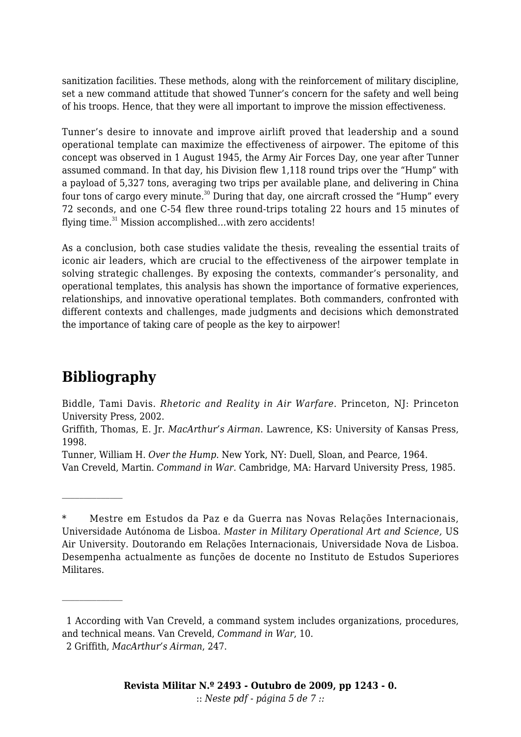sanitization facilities. These methods, along with the reinforcement of military discipline, set a new command attitude that showed Tunner's concern for the safety and well being of his troops. Hence, that they were all important to improve the mission effectiveness.

Tunner's desire to innovate and improve airlift proved that leadership and a sound operational template can maximize the effectiveness of airpower. The epitome of this concept was observed in 1 August 1945, the Army Air Forces Day, one year after Tunner assumed command. In that day, his Division flew 1,118 round trips over the "Hump" with a payload of 5,327 tons, averaging two trips per available plane, and delivering in China four tons of cargo every minute.[30] During that day, one aircraft crossed the "Hump" every 72 seconds, and one C-54 flew three round-trips totaling 22 hours and 15 minutes of flying time.[31] Mission accomplished…with zero accidents!

As a conclusion, both case studies validate the thesis, revealing the essential traits of iconic air leaders, which are crucial to the effectiveness of the airpower template in solving strategic challenges. By exposing the contexts, commander's personality, and operational templates, this analysis has shown the importance of formative experiences, relationships, and innovative operational templates. Both commanders, confronted with different contexts and challenges, made judgments and decisions which demonstrated the importance of taking care of people as the key to airpower!

## Bibliography

Biddle, Tami Davis. *Rhetoric and Reality in Air Warfare*. Princeton, NJ: Princeton University Press, 2002.
Griffith, Thomas, E. Jr. *MacArthur's Airman*. Lawrence, KS: University of Kansas Press, 1998.
Tunner, William H. *Over the Hump*. New York, NY: Duell, Sloan, and Pearce, 1964.
Van Creveld, Martin. *Command in War.* Cambridge, MA: Harvard University Press, 1985.

---

\* Mestre em Estudos da Paz e da Guerra nas Novas Relações Internacionais, Universidade Autónoma de Lisboa. *Master in Military Operational Art and Science,* US Air University. Doutorando em Relações Internacionais, Universidade Nova de Lisboa. Desempenha actualmente as funções de docente no Instituto de Estudos Superiores Militares.

---

1 According with Van Creveld, a command system includes organizations, procedures, and technical means. Van Creveld, *Command in War*, 10.
2 Griffith, *MacArthur's Airman*, 247.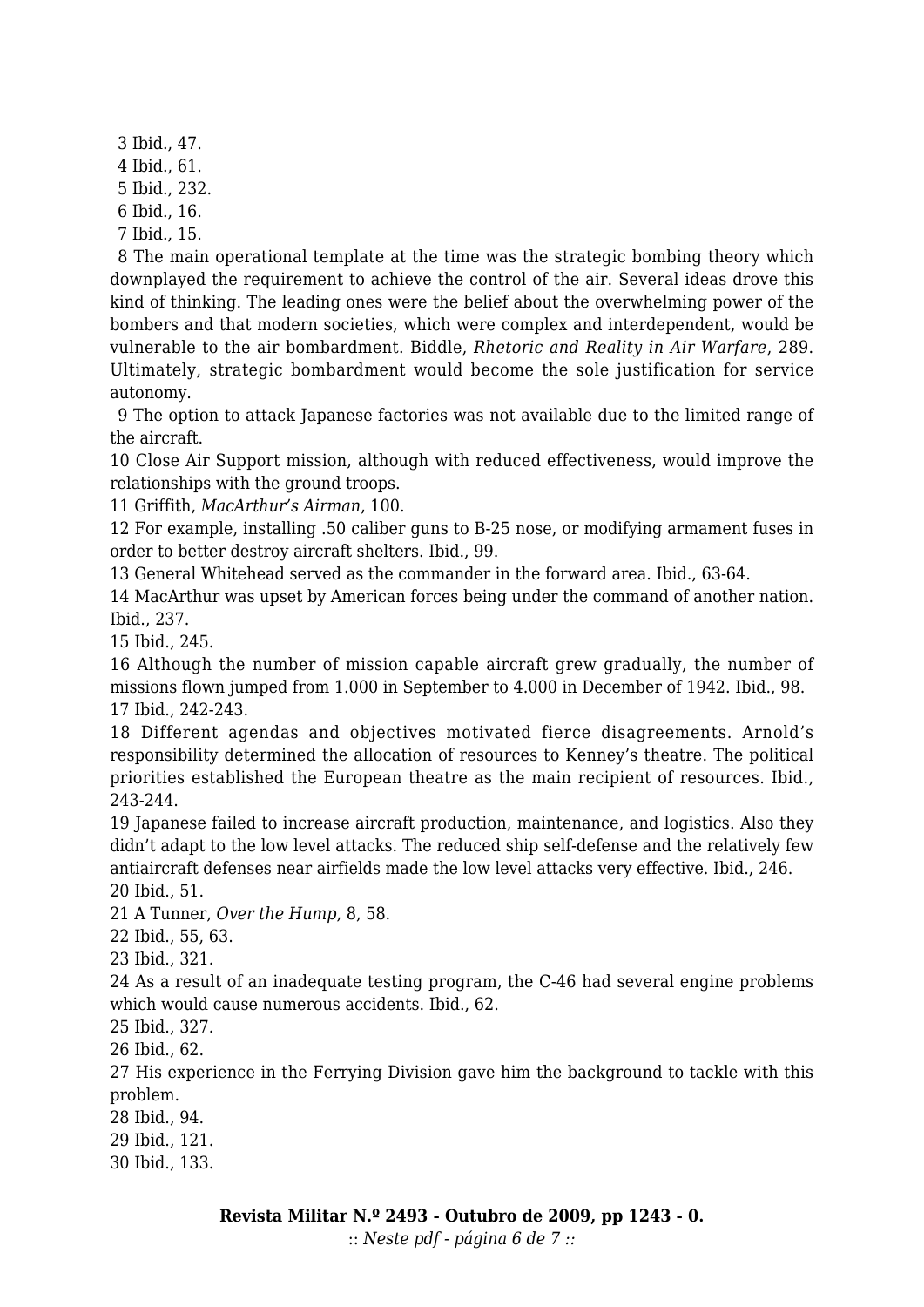3 Ibid., 47.

4 Ibid., 61.

5 Ibid., 232.

6 Ibid., 16.

7 Ibid., 15.

8 The main operational template at the time was the strategic bombing theory which downplayed the requirement to achieve the control of the air. Several ideas drove this kind of thinking. The leading ones were the belief about the overwhelming power of the bombers and that modern societies, which were complex and interdependent, would be vulnerable to the air bombardment. Biddle, *Rhetoric and Reality in Air Warfare*, 289. Ultimately, strategic bombardment would become the sole justification for service autonomy.

9 The option to attack Japanese factories was not available due to the limited range of the aircraft.

10 Close Air Support mission, although with reduced effectiveness, would improve the relationships with the ground troops.

11 Griffith, *MacArthur's Airman*, 100.

12 For example, installing .50 caliber guns to B-25 nose, or modifying armament fuses in order to better destroy aircraft shelters. Ibid., 99.

13 General Whitehead served as the commander in the forward area. Ibid., 63-64.

14 MacArthur was upset by American forces being under the command of another nation. Ibid., 237.

15 Ibid., 245.

16 Although the number of mission capable aircraft grew gradually, the number of missions flown jumped from 1.000 in September to 4.000 in December of 1942. Ibid., 98.

17 Ibid., 242-243.

18 Different agendas and objectives motivated fierce disagreements. Arnold's responsibility determined the allocation of resources to Kenney's theatre. The political priorities established the European theatre as the main recipient of resources. Ibid., 243-244.

19 Japanese failed to increase aircraft production, maintenance, and logistics. Also they didn't adapt to the low level attacks. The reduced ship self-defense and the relatively few antiaircraft defenses near airfields made the low level attacks very effective. Ibid., 246.

20 Ibid., 51.

21 A Tunner, *Over the Hump*, 8, 58.

22 Ibid., 55, 63.

23 Ibid., 321.

24 As a result of an inadequate testing program, the C-46 had several engine problems which would cause numerous accidents. Ibid., 62.

25 Ibid., 327.

26 Ibid., 62.

27 His experience in the Ferrying Division gave him the background to tackle with this problem.

28 Ibid., 94.

29 Ibid., 121.

30 Ibid., 133.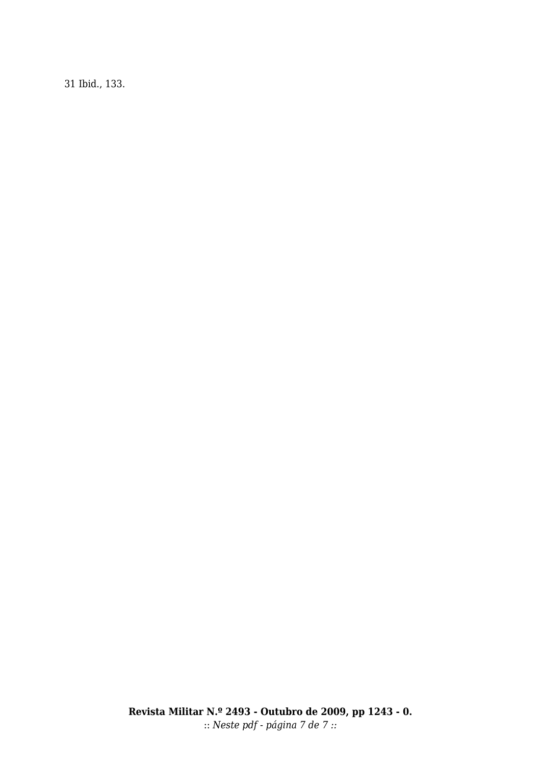31 Ibid., 133.